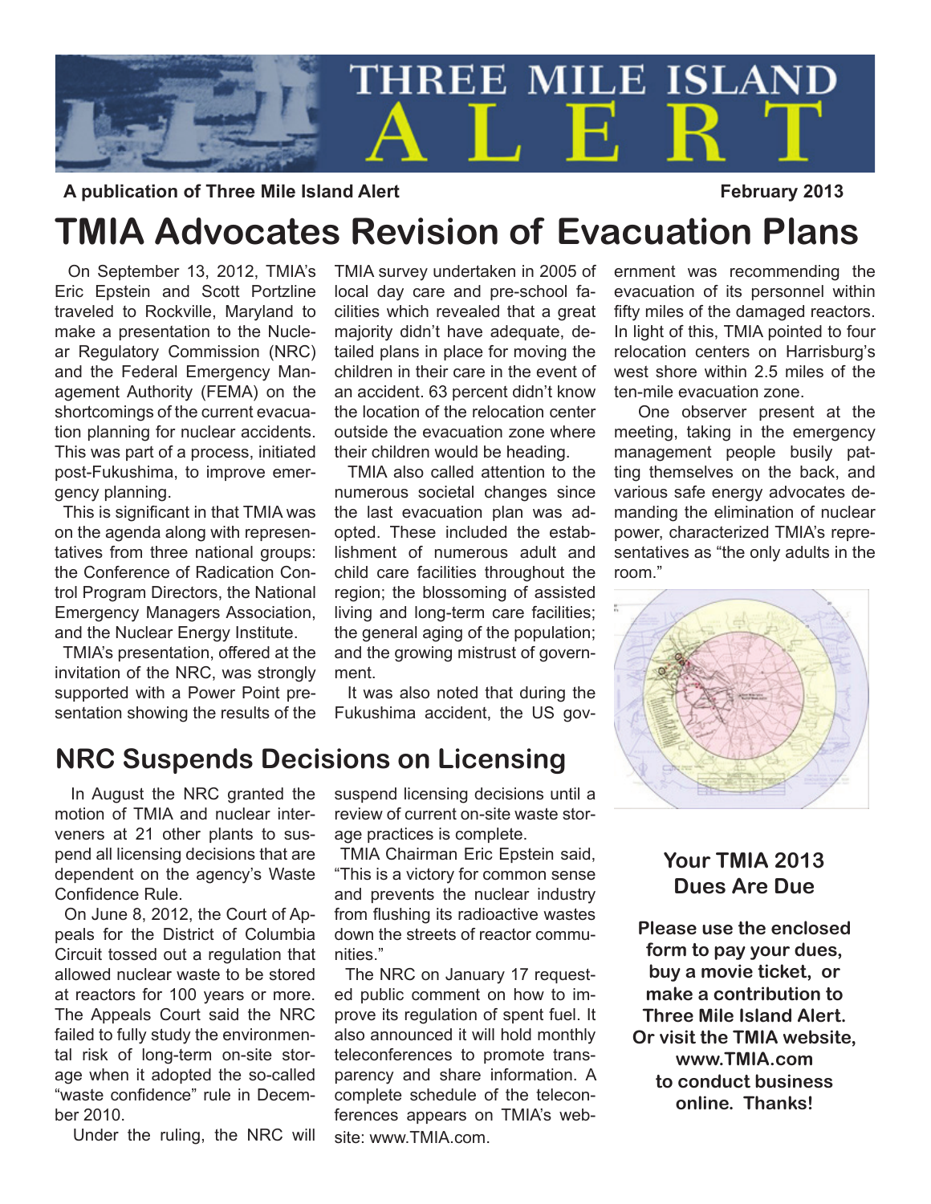# THREE MILE ISLAND ALERT

**A publication of Three Mile Island Alert** **February 2013**

# TMIA Advocates Revision of Evacuation Plans

On September 13, 2012, TMIA's Eric Epstein and Scott Portzline traveled to Rockville, Maryland to make a presentation to the Nuclear Regulatory Commission (NRC) and the Federal Emergency Management Authority (FEMA) on the shortcomings of the current evacuation planning for nuclear accidents. This was part of a process, initiated post-Fukushima, to improve emergency planning.

This is significant in that TMIA was on the agenda along with representatives from three national groups: the Conference of Radication Control Program Directors, the National Emergency Managers Association, and the Nuclear Energy Institute.

TMIA's presentation, offered at the invitation of the NRC, was strongly supported with a Power Point presentation showing the results of the TMIA survey undertaken in 2005 of local day care and pre-school facilities which revealed that a great majority didn't have adequate, detailed plans in place for moving the children in their care in the event of an accident. 63 percent didn't know the location of the relocation center outside the evacuation zone where their children would be heading.

TMIA also called attention to the numerous societal changes since the last evacuation plan was adopted. These included the establishment of numerous adult and child care facilities throughout the region; the blossoming of assisted living and long-term care facilities; the general aging of the population; and the growing mistrust of government.

It was also noted that during the Fukushima accident, the US government was recommending the evacuation of its personnel within fifty miles of the damaged reactors. In light of this, TMIA pointed to four relocation centers on Harrisburg's west shore within 2.5 miles of the ten-mile evacuation zone.

One observer present at the meeting, taking in the emergency management people busily patting themselves on the back, and various safe energy advocates demanding the elimination of nuclear power, characterized TMIA's representatives as "the only adults in the room."

## NRC Suspends Decisions on Licensing

In August the NRC granted the motion of TMIA and nuclear interveners at 21 other plants to suspend all licensing decisions that are dependent on the agency's Waste Confidence Rule.

On June 8, 2012, the Court of Appeals for the District of Columbia Circuit tossed out a regulation that allowed nuclear waste to be stored at reactors for 100 years or more. The Appeals Court said the NRC failed to fully study the environmental risk of long-term on-site storage when it adopted the so-called "waste confidence" rule in December 2010.

Under the ruling, the NRC will suspend licensing decisions until a review of current on-site waste storage practices is complete.

TMIA Chairman Eric Epstein said, "This is a victory for common sense and prevents the nuclear industry from flushing its radioactive wastes down the streets of reactor communities."

The NRC on January 17 requested public comment on how to improve its regulation of spent fuel. It also announced it will hold monthly teleconferences to promote transparency and share information. A complete schedule of the teleconferences appears on TMIA's website: www.TMIA.com.

### Your TMIA 2013 Dues Are Due

**Please use the enclosed form to pay your dues, buy a movie ticket, or make a contribution to Three Mile Island Alert. Or visit the TMIA website, www.TMIA.com to conduct business online. Thanks!**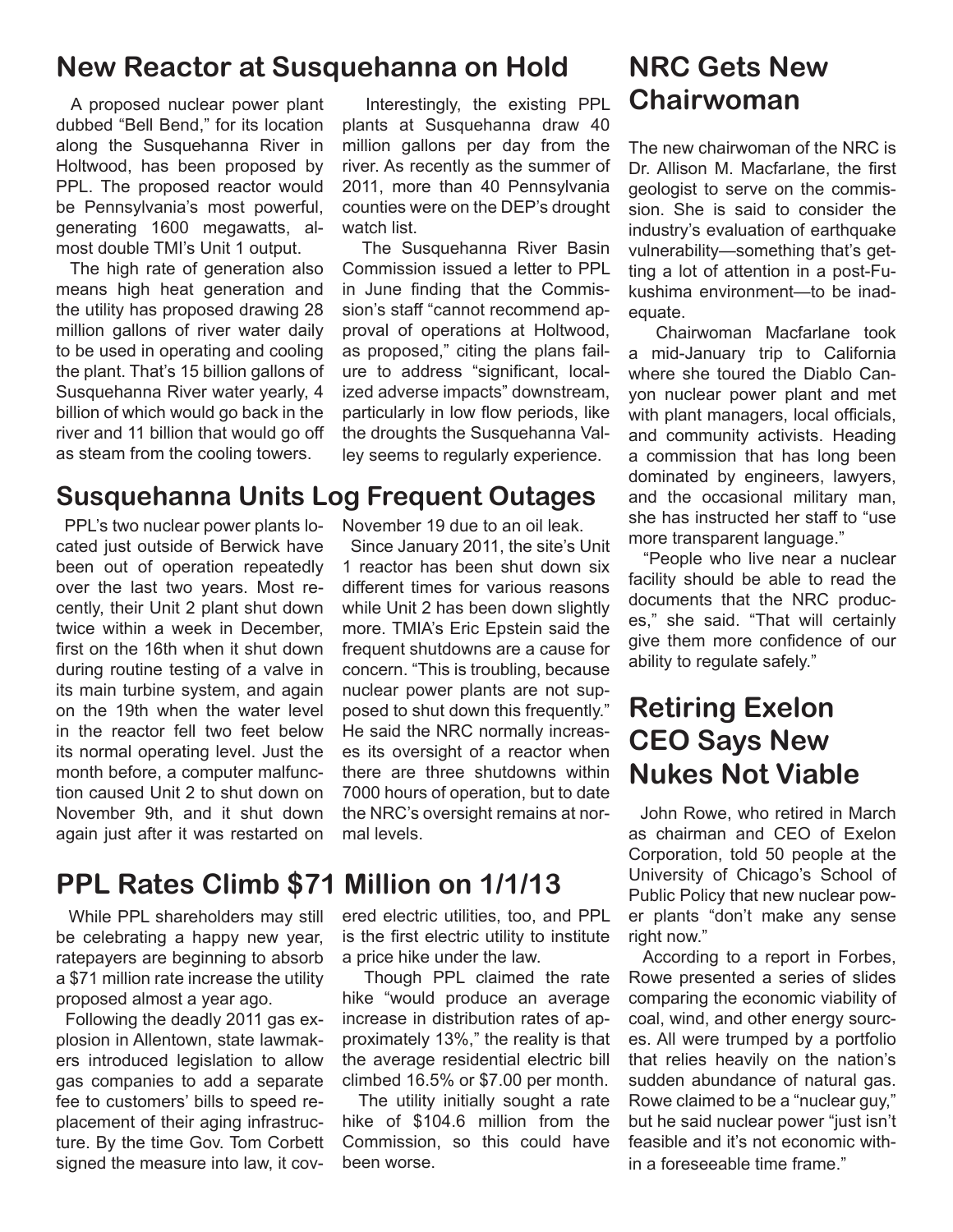## New Reactor at Susquehanna on Hold

A proposed nuclear power plant dubbed "Bell Bend," for its location along the Susquehanna River in Holtwood, has been proposed by PPL. The proposed reactor would be Pennsylvania's most powerful, generating 1600 megawatts, almost double TMI's Unit 1 output.

The high rate of generation also means high heat generation and the utility has proposed drawing 28 million gallons of river water daily to be used in operating and cooling the plant. That's 15 billion gallons of Susquehanna River water yearly, 4 billion of which would go back in the river and 11 billion that would go off as steam from the cooling towers.

Interestingly, the existing PPL plants at Susquehanna draw 40 million gallons per day from the river. As recently as the summer of 2011, more than 40 Pennsylvania counties were on the DEP's drought watch list.

The Susquehanna River Basin Commission issued a letter to PPL in June finding that the Commission's staff "cannot recommend approval of operations at Holtwood, as proposed," citing the plans failure to address "significant, localized adverse impacts" downstream, particularly in low flow periods, like the droughts the Susquehanna Valley seems to regularly experience.

## Susquehanna Units Log Frequent Outages

PPL's two nuclear power plants located just outside of Berwick have been out of operation repeatedly over the last two years. Most recently, their Unit 2 plant shut down twice within a week in December, first on the 16th when it shut down during routine testing of a valve in its main turbine system, and again on the 19th when the water level in the reactor fell two feet below its normal operating level. Just the month before, a computer malfunction caused Unit 2 to shut down on November 9th, and it shut down again just after it was restarted on November 19 due to an oil leak.

Since January 2011, the site's Unit 1 reactor has been shut down six different times for various reasons while Unit 2 has been down slightly more. TMIA's Eric Epstein said the frequent shutdowns are a cause for concern. "This is troubling, because nuclear power plants are not supposed to shut down this frequently." He said the NRC normally increases its oversight of a reactor when there are three shutdowns within 7000 hours of operation, but to date the NRC's oversight remains at normal levels.

## PPL Rates Climb $71 Million on 1/1/13

While PPL shareholders may still be celebrating a happy new year, ratepayers are beginning to absorb a $71 million rate increase the utility proposed almost a year ago.

Following the deadly 2011 gas explosion in Allentown, state lawmakers introduced legislation to allow gas companies to add a separate fee to customers' bills to speed replacement of their aging infrastructure. By the time Gov. Tom Corbett signed the measure into law, it covered electric utilities, too, and PPL is the first electric utility to institute a price hike under the law.

Though PPL claimed the rate hike "would produce an average increase in distribution rates of approximately 13%," the reality is that the average residential electric bill climbed 16.5% or $7.00 per month.

The utility initially sought a rate hike of $104.6 million from the Commission, so this could have been worse.

## NRC Gets New Chairwoman

The new chairwoman of the NRC is Dr. Allison M. Macfarlane, the first geologist to serve on the commission. She is said to consider the industry's evaluation of earthquake vulnerability—something that's getting a lot of attention in a post-Fukushima environment—to be inadequate.

Chairwoman Macfarlane took a mid-January trip to California where she toured the Diablo Canyon nuclear power plant and met with plant managers, local officials, and community activists. Heading a commission that has long been dominated by engineers, lawyers, and the occasional military man, she has instructed her staff to "use more transparent language."

"People who live near a nuclear facility should be able to read the documents that the NRC produces," she said. "That will certainly give them more confidence of our ability to regulate safely."

## Retiring Exelon CEO Says New Nukes Not Viable

John Rowe, who retired in March as chairman and CEO of Exelon Corporation, told 50 people at the University of Chicago's School of Public Policy that new nuclear power plants "don't make any sense right now."

According to a report in Forbes, Rowe presented a series of slides comparing the economic viability of coal, wind, and other energy sources. All were trumped by a portfolio that relies heavily on the nation's sudden abundance of natural gas. Rowe claimed to be a "nuclear guy," but he said nuclear power "just isn't feasible and it's not economic within a foreseeable time frame."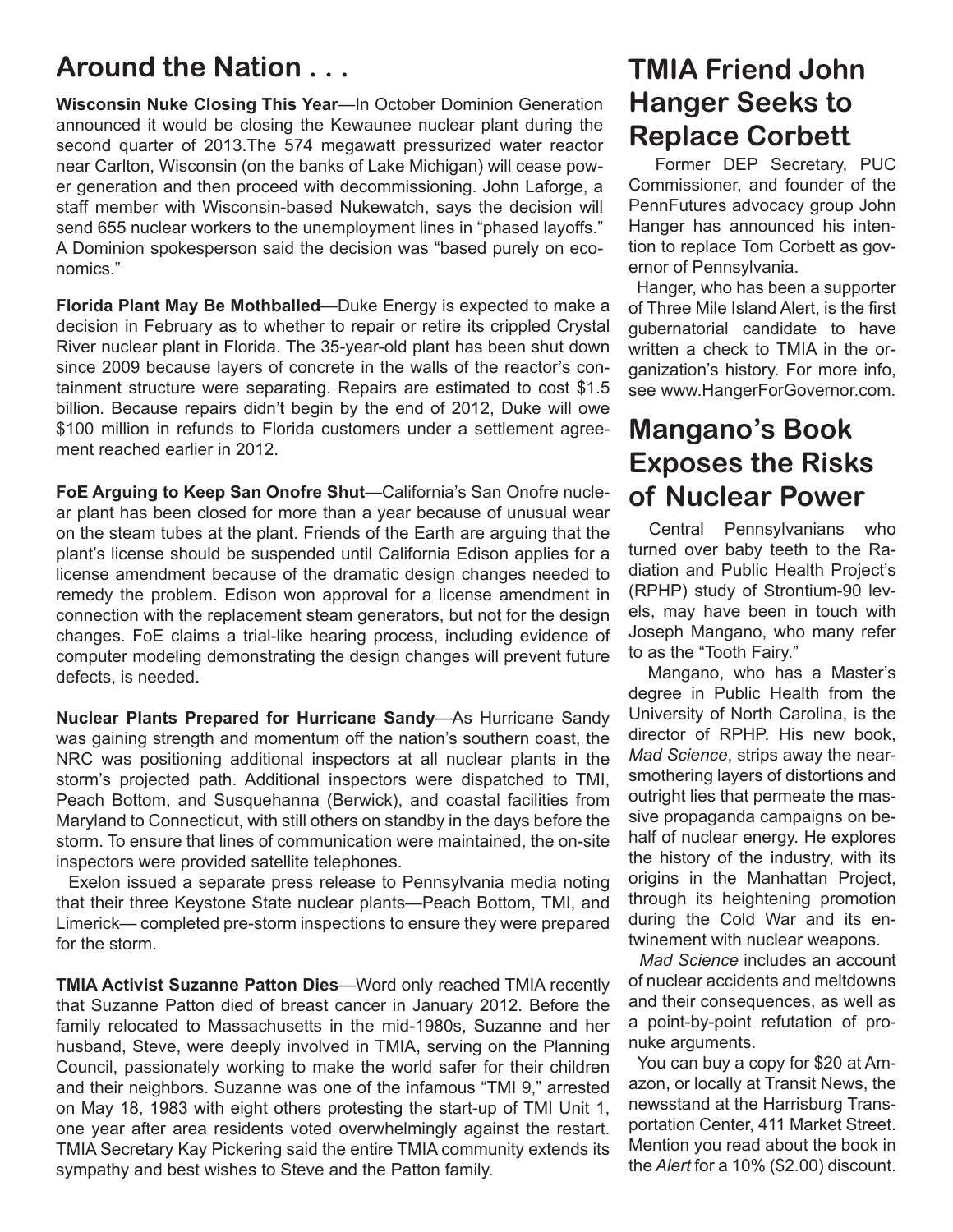## Around the Nation . . .

**Wisconsin Nuke Closing This Year**—In October Dominion Generation announced it would be closing the Kewaunee nuclear plant during the second quarter of 2013.The 574 megawatt pressurized water reactor near Carlton, Wisconsin (on the banks of Lake Michigan) will cease power generation and then proceed with decommissioning. John Laforge, a staff member with Wisconsin-based Nukewatch, says the decision will send 655 nuclear workers to the unemployment lines in "phased layoffs." A Dominion spokesperson said the decision was "based purely on economics."

**Florida Plant May Be Mothballed**—Duke Energy is expected to make a decision in February as to whether to repair or retire its crippled Crystal River nuclear plant in Florida. The 35-year-old plant has been shut down since 2009 because layers of concrete in the walls of the reactor's containment structure were separating. Repairs are estimated to cost $1.5 billion. Because repairs didn't begin by the end of 2012, Duke will owe $100 million in refunds to Florida customers under a settlement agreement reached earlier in 2012.

**FoE Arguing to Keep San Onofre Shut**—California's San Onofre nuclear plant has been closed for more than a year because of unusual wear on the steam tubes at the plant. Friends of the Earth are arguing that the plant's license should be suspended until California Edison applies for a license amendment because of the dramatic design changes needed to remedy the problem. Edison won approval for a license amendment in connection with the replacement steam generators, but not for the design changes. FoE claims a trial-like hearing process, including evidence of computer modeling demonstrating the design changes will prevent future defects, is needed.

**Nuclear Plants Prepared for Hurricane Sandy**—As Hurricane Sandy was gaining strength and momentum off the nation's southern coast, the NRC was positioning additional inspectors at all nuclear plants in the storm's projected path. Additional inspectors were dispatched to TMI, Peach Bottom, and Susquehanna (Berwick), and coastal facilities from Maryland to Connecticut, with still others on standby in the days before the storm. To ensure that lines of communication were maintained, the on-site inspectors were provided satellite telephones.

Exelon issued a separate press release to Pennsylvania media noting that their three Keystone State nuclear plants—Peach Bottom, TMI, and Limerick— completed pre-storm inspections to ensure they were prepared for the storm.

**TMIA Activist Suzanne Patton Dies**—Word only reached TMIA recently that Suzanne Patton died of breast cancer in January 2012. Before the family relocated to Massachusetts in the mid-1980s, Suzanne and her husband, Steve, were deeply involved in TMIA, serving on the Planning Council, passionately working to make the world safer for their children and their neighbors. Suzanne was one of the infamous "TMI 9," arrested on May 18, 1983 with eight others protesting the start-up of TMI Unit 1, one year after area residents voted overwhelmingly against the restart. TMIA Secretary Kay Pickering said the entire TMIA community extends its sympathy and best wishes to Steve and the Patton family.

## TMIA Friend John Hanger Seeks to Replace Corbett

Former DEP Secretary, PUC Commissioner, and founder of the PennFutures advocacy group John Hanger has announced his intention to replace Tom Corbett as governor of Pennsylvania.

Hanger, who has been a supporter of Three Mile Island Alert, is the first gubernatorial candidate to have written a check to TMIA in the organization's history. For more info, see www.HangerForGovernor.com.

## Mangano's Book Exposes the Risks of Nuclear Power

Central Pennsylvanians who turned over baby teeth to the Radiation and Public Health Project's (RPHP) study of Strontium-90 levels, may have been in touch with Joseph Mangano, who many refer to as the "Tooth Fairy."

Mangano, who has a Master's degree in Public Health from the University of North Carolina, is the director of RPHP. His new book, *Mad Science*, strips away the near-smothering layers of distortions and outright lies that permeate the massive propaganda campaigns on behalf of nuclear energy. He explores the history of the industry, with its origins in the Manhattan Project, through its heightening promotion during the Cold War and its entwinement with nuclear weapons.

*Mad Science* includes an account of nuclear accidents and meltdowns and their consequences, as well as a point-by-point refutation of pro-nuke arguments.

You can buy a copy for $20 at Amazon, or locally at Transit News, the newsstand at the Harrisburg Transportation Center, 411 Market Street. Mention you read about the book in the *Alert* for a 10% ($2.00) discount.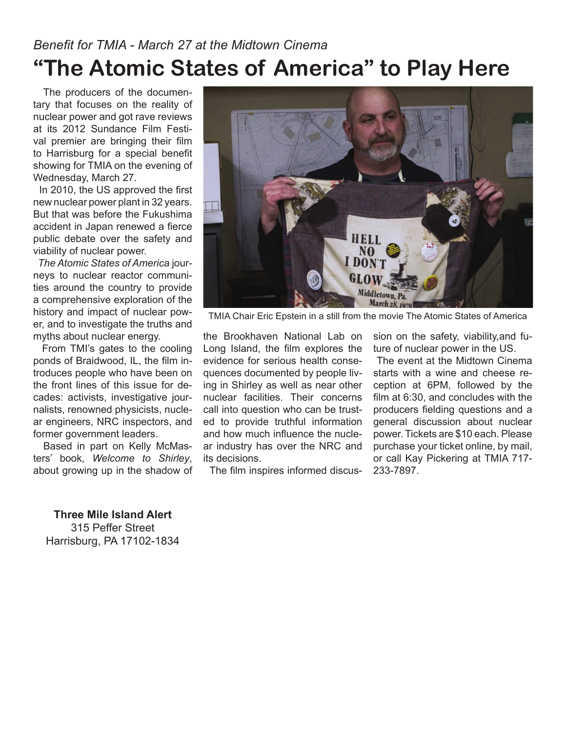*Benefit for TMIA - March 27 at the Midtown Cinema*

# "The Atomic States of America" to Play Here

The producers of the documentary that focuses on the reality of nuclear power and got rave reviews at its 2012 Sundance Film Festival premier are bringing their film to Harrisburg for a special benefit showing for TMIA on the evening of Wednesday, March 27.

In 2010, the US approved the first new nuclear power plant in 32 years. But that was before the Fukushima accident in Japan renewed a fierce public debate over the safety and viability of nuclear power.

*The Atomic States of America* journeys to nuclear reactor communities around the country to provide a comprehensive exploration of the history and impact of nuclear power, and to investigate the truths and myths about nuclear energy.

From TMI's gates to the cooling ponds of Braidwood, IL, the film introduces people who have been on the front lines of this issue for decades: activists, investigative journalists, renowned physicists, nuclear engineers, NRC inspectors, and former government leaders.

Based in part on Kelly McMasters' book, *Welcome to Shirley*, about growing up in the shadow of the Brookhaven National Lab on Long Island, the film explores the evidence for serious health consequences documented by people living in Shirley as well as near other nuclear facilities. Their concerns call into question who can be trusted to provide truthful information and how much influence the nuclear industry has over the NRC and its decisions.

The film inspires informed discussion on the safety, viability,and future of nuclear power in the US.

The event at the Midtown Cinema starts with a wine and cheese reception at 6PM, followed by the film at 6:30, and concludes with the producers fielding questions and a general discussion about nuclear power. Tickets are $10 each. Please purchase your ticket online, by mail, or call Kay Pickering at TMIA 717-233-7897.

TMIA Chair Eric Epstein in a still from the movie The Atomic States of America

**Three Mile Island Alert**
315 Peffer Street
Harrisburg, PA 17102-1834